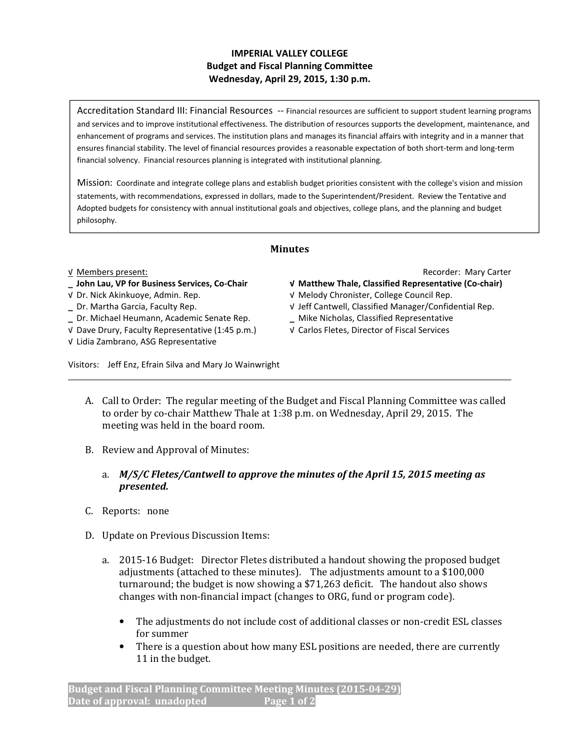**IMPERIAL VALLEY COLLEGE**
**Budget and Fiscal Planning Committee**
**Wednesday, April 29, 2015, 1:30 p.m.**

Accreditation Standard III: Financial Resources -- Financial resources are sufficient to support student learning programs and services and to improve institutional effectiveness. The distribution of resources supports the development, maintenance, and enhancement of programs and services. The institution plans and manages its financial affairs with integrity and in a manner that ensures financial stability. The level of financial resources provides a reasonable expectation of both short-term and long-term financial solvency. Financial resources planning is integrated with institutional planning.

Mission: Coordinate and integrate college plans and establish budget priorities consistent with the college's vision and mission statements, with recommendations, expressed in dollars, made to the Superintendent/President. Review the Tentative and Adopted budgets for consistency with annual institutional goals and objectives, college plans, and the planning and budget philosophy.

## Minutes

√ Members present:

Recorder: Mary Carter

_ **John Lau, VP for Business Services, Co-Chair**
√ Dr. Nick Akinkuoye, Admin. Rep.
_ Dr. Martha Garcia, Faculty Rep.
_ Dr. Michael Heumann, Academic Senate Rep.
√ Dave Drury, Faculty Representative (1:45 p.m.)
√ Lidia Zambrano, ASG Representative
**√ Matthew Thale, Classified Representative (Co-chair)**
√ Melody Chronister, College Council Rep.
√ Jeff Cantwell, Classified Manager/Confidential Rep.
_ Mike Nicholas, Classified Representative
√ Carlos Fletes, Director of Fiscal Services

Visitors: Jeff Enz, Efrain Silva and Mary Jo Wainwright

A. Call to Order: The regular meeting of the Budget and Fiscal Planning Committee was called to order by co-chair Matthew Thale at 1:38 p.m. on Wednesday, April 29, 2015. The meeting was held in the board room.

B. Review and Approval of Minutes:

   a. ***M/S/C Fletes/Cantwell to approve the minutes of the April 15, 2015 meeting as presented.***

C. Reports: none

D. Update on Previous Discussion Items:

   a. 2015-16 Budget: Director Fletes distributed a handout showing the proposed budget adjustments (attached to these minutes). The adjustments amount to a $100,000 turnaround; the budget is now showing a $71,263 deficit. The handout also shows changes with non-financial impact (changes to ORG, fund or program code).

      - The adjustments do not include cost of additional classes or non-credit ESL classes for summer
      - There is a question about how many ESL positions are needed, there are currently 11 in the budget.

**Budget and Fiscal Planning Committee Meeting Minutes (2015-04-29)**
**Date of approval: unadopted**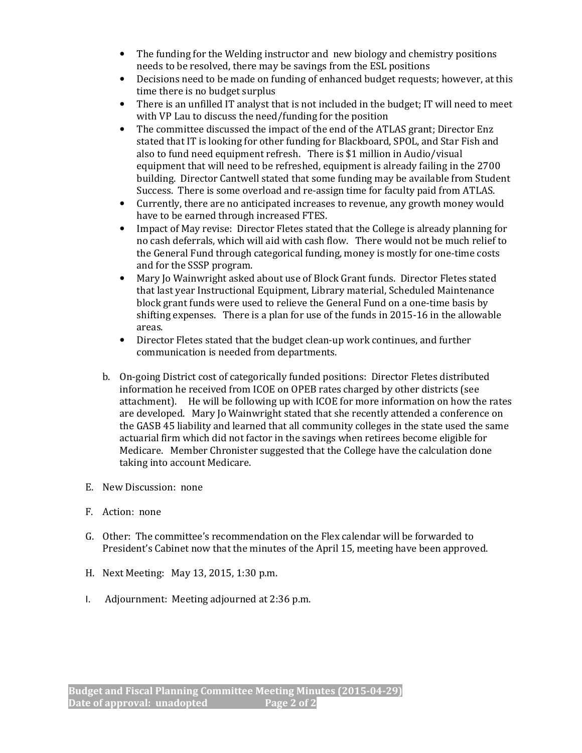- The funding for the Welding instructor and new biology and chemistry positions needs to be resolved, there may be savings from the ESL positions
- Decisions need to be made on funding of enhanced budget requests; however, at this time there is no budget surplus
- There is an unfilled IT analyst that is not included in the budget; IT will need to meet with VP Lau to discuss the need/funding for the position
- The committee discussed the impact of the end of the ATLAS grant; Director Enz stated that IT is looking for other funding for Blackboard, SPOL, and Star Fish and also to fund need equipment refresh. There is $1 million in Audio/visual equipment that will need to be refreshed, equipment is already failing in the 2700 building. Director Cantwell stated that some funding may be available from Student Success. There is some overload and re-assign time for faculty paid from ATLAS.
- Currently, there are no anticipated increases to revenue, any growth money would have to be earned through increased FTES.
- Impact of May revise: Director Fletes stated that the College is already planning for no cash deferrals, which will aid with cash flow. There would not be much relief to the General Fund through categorical funding, money is mostly for one-time costs and for the SSSP program.
- Mary Jo Wainwright asked about use of Block Grant funds. Director Fletes stated that last year Instructional Equipment, Library material, Scheduled Maintenance block grant funds were used to relieve the General Fund on a one-time basis by shifting expenses. There is a plan for use of the funds in 2015-16 in the allowable areas.
- Director Fletes stated that the budget clean-up work continues, and further communication is needed from departments.

b. On-going District cost of categorically funded positions: Director Fletes distributed information he received from ICOE on OPEB rates charged by other districts (see attachment). He will be following up with ICOE for more information on how the rates are developed. Mary Jo Wainwright stated that she recently attended a conference on the GASB 45 liability and learned that all community colleges in the state used the same actuarial firm which did not factor in the savings when retirees become eligible for Medicare. Member Chronister suggested that the College have the calculation done taking into account Medicare.

E. New Discussion: none

F. Action: none

G. Other: The committee's recommendation on the Flex calendar will be forwarded to President's Cabinet now that the minutes of the April 15, meeting have been approved.

H. Next Meeting: May 13, 2015, 1:30 p.m.

I. Adjournment: Meeting adjourned at 2:36 p.m.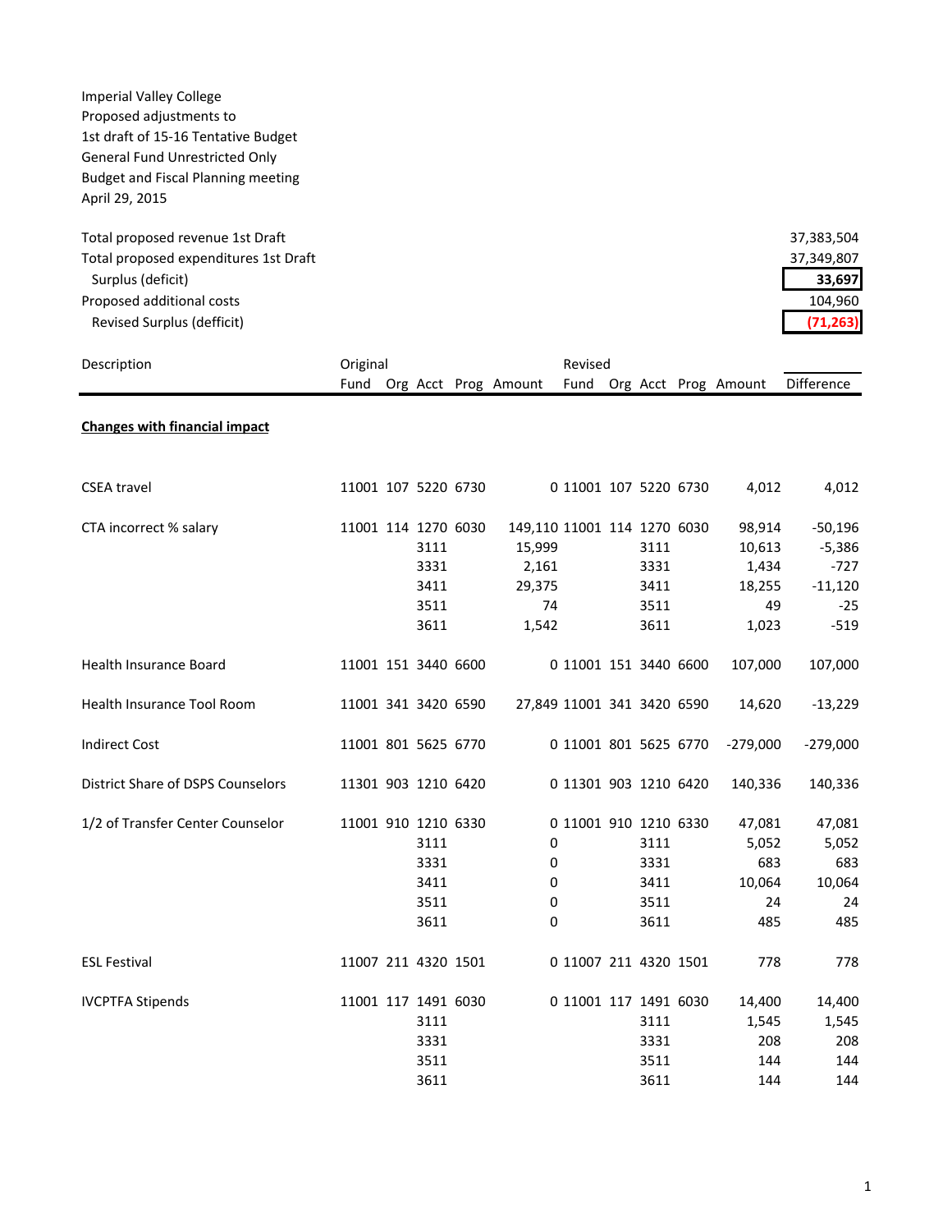Imperial Valley College
Proposed adjustments to
1st draft of 15-16 Tentative Budget
General Fund Unrestricted Only
Budget and Fiscal Planning meeting
April 29, 2015

| | |
|---|---|
| Total proposed revenue 1st Draft | 37,383,504 |
| Total proposed expenditures 1st Draft | 37,349,807 |
| Surplus (deficit) | **33,697** |
| Proposed additional costs | 104,960 |
| Revised Surplus (defficit) | **(71,263)** |

| Description | Original Fund | Org | Acct | Prog | Amount | Revised Fund | Org | Acct | Prog | Amount | Difference |
|---|---|---|---|---|---|---|---|---|---|---|---|
| **Changes with financial impact** | | | | | | | | | | | |
| CSEA travel | 11001 | 107 | 5220 | 6730 | 0 | 11001 | 107 | 5220 | 6730 | 4,012 | 4,012 |
| CTA incorrect % salary | 11001 | 114 | 1270 | 6030 | 149,110 | 11001 | 114 | 1270 | 6030 | 98,914 | -50,196 |
| | | | 3111 | | 15,999 | | | 3111 | | 10,613 | -5,386 |
| | | | 3331 | | 2,161 | | | 3331 | | 1,434 | -727 |
| | | | 3411 | | 29,375 | | | 3411 | | 18,255 | -11,120 |
| | | | 3511 | | 74 | | | 3511 | | 49 | -25 |
| | | | 3611 | | 1,542 | | | 3611 | | 1,023 | -519 |
| Health Insurance Board | 11001 | 151 | 3440 | 6600 | 0 | 11001 | 151 | 3440 | 6600 | 107,000 | 107,000 |
| Health Insurance Tool Room | 11001 | 341 | 3420 | 6590 | 27,849 | 11001 | 341 | 3420 | 6590 | 14,620 | -13,229 |
| Indirect Cost | 11001 | 801 | 5625 | 6770 | 0 | 11001 | 801 | 5625 | 6770 | -279,000 | -279,000 |
| District Share of DSPS Counselors | 11301 | 903 | 1210 | 6420 | 0 | 11301 | 903 | 1210 | 6420 | 140,336 | 140,336 |
| 1/2 of Transfer Center Counselor | 11001 | 910 | 1210 | 6330 | 0 | 11001 | 910 | 1210 | 6330 | 47,081 | 47,081 |
| | | | 3111 | | 0 | | | 3111 | | 5,052 | 5,052 |
| | | | 3331 | | 0 | | | 3331 | | 683 | 683 |
| | | | 3411 | | 0 | | | 3411 | | 10,064 | 10,064 |
| | | | 3511 | | 0 | | | 3511 | | 24 | 24 |
| | | | 3611 | | 0 | | | 3611 | | 485 | 485 |
| ESL Festival | 11007 | 211 | 4320 | 1501 | 0 | 11007 | 211 | 4320 | 1501 | 778 | 778 |
| IVCPTFA Stipends | 11001 | 117 | 1491 | 6030 | 0 | 11001 | 117 | 1491 | 6030 | 14,400 | 14,400 |
| | | | 3111 | | | | | 3111 | | 1,545 | 1,545 |
| | | | 3331 | | | | | 3331 | | 208 | 208 |
| | | | 3511 | | | | | 3511 | | 144 | 144 |
| | | | 3611 | | | | | 3611 | | 144 | 144 |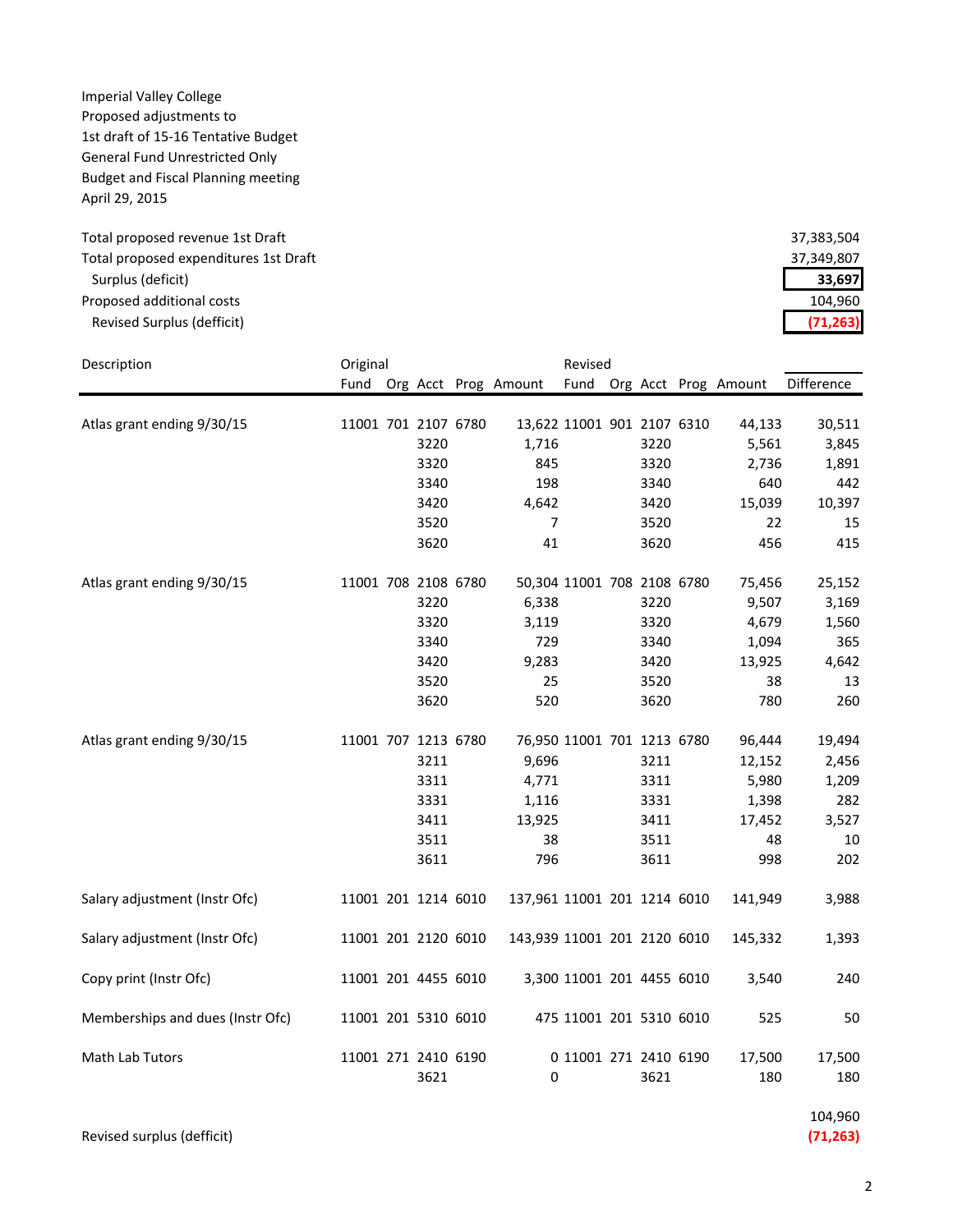Imperial Valley College
Proposed adjustments to
1st draft of 15-16 Tentative Budget
General Fund Unrestricted Only
Budget and Fiscal Planning meeting
April 29, 2015

| | |
|---|---:|
| Total proposed revenue 1st Draft | 37,383,504 |
| Total proposed expenditures 1st Draft | 37,349,807 |
| Surplus (deficit) | **33,697** |
| Proposed additional costs | 104,960 |
| Revised Surplus (defficit) | **(71,263)** |

| Description | Original Fund | Org | Acct | Prog | Amount | Revised Fund | Org | Acct | Prog | Amount | Difference |
|---|---|---|---|---|---:|---|---|---|---|---:|---:|
| Atlas grant ending 9/30/15 | 11001 | 701 | 2107 | 6780 | 13,622 | 11001 | 901 | 2107 | 6310 | 44,133 | 30,511 |
| | | | 3220 | | 1,716 | | | 3220 | | 5,561 | 3,845 |
| | | | 3320 | | 845 | | | 3320 | | 2,736 | 1,891 |
| | | | 3340 | | 198 | | | 3340 | | 640 | 442 |
| | | | 3420 | | 4,642 | | | 3420 | | 15,039 | 10,397 |
| | | | 3520 | | 7 | | | 3520 | | 22 | 15 |
| | | | 3620 | | 41 | | | 3620 | | 456 | 415 |
| Atlas grant ending 9/30/15 | 11001 | 708 | 2108 | 6780 | 50,304 | 11001 | 708 | 2108 | 6780 | 75,456 | 25,152 |
| | | | 3220 | | 6,338 | | | 3220 | | 9,507 | 3,169 |
| | | | 3320 | | 3,119 | | | 3320 | | 4,679 | 1,560 |
| | | | 3340 | | 729 | | | 3340 | | 1,094 | 365 |
| | | | 3420 | | 9,283 | | | 3420 | | 13,925 | 4,642 |
| | | | 3520 | | 25 | | | 3520 | | 38 | 13 |
| | | | 3620 | | 520 | | | 3620 | | 780 | 260 |
| Atlas grant ending 9/30/15 | 11001 | 707 | 1213 | 6780 | 76,950 | 11001 | 701 | 1213 | 6780 | 96,444 | 19,494 |
| | | | 3211 | | 9,696 | | | 3211 | | 12,152 | 2,456 |
| | | | 3311 | | 4,771 | | | 3311 | | 5,980 | 1,209 |
| | | | 3331 | | 1,116 | | | 3331 | | 1,398 | 282 |
| | | | 3411 | | 13,925 | | | 3411 | | 17,452 | 3,527 |
| | | | 3511 | | 38 | | | 3511 | | 48 | 10 |
| | | | 3611 | | 796 | | | 3611 | | 998 | 202 |
| Salary adjustment (Instr Ofc) | 11001 | 201 | 1214 | 6010 | 137,961 | 11001 | 201 | 1214 | 6010 | 141,949 | 3,988 |
| Salary adjustment (Instr Ofc) | 11001 | 201 | 2120 | 6010 | 143,939 | 11001 | 201 | 2120 | 6010 | 145,332 | 1,393 |
| Copy print (Instr Ofc) | 11001 | 201 | 4455 | 6010 | 3,300 | 11001 | 201 | 4455 | 6010 | 3,540 | 240 |
| Memberships and dues (Instr Ofc) | 11001 | 201 | 5310 | 6010 | 475 | 11001 | 201 | 5310 | 6010 | 525 | 50 |
| Math Lab Tutors | 11001 | 271 | 2410 | 6190 | 0 | 11001 | 271 | 2410 | 6190 | 17,500 | 17,500 |
| | | | 3621 | | 0 | | | 3621 | | 180 | 180 |
| | | | | | | | | | | | 104,960 |
| Revised surplus (defficit) | | | | | | | | | | | **(71,263)** |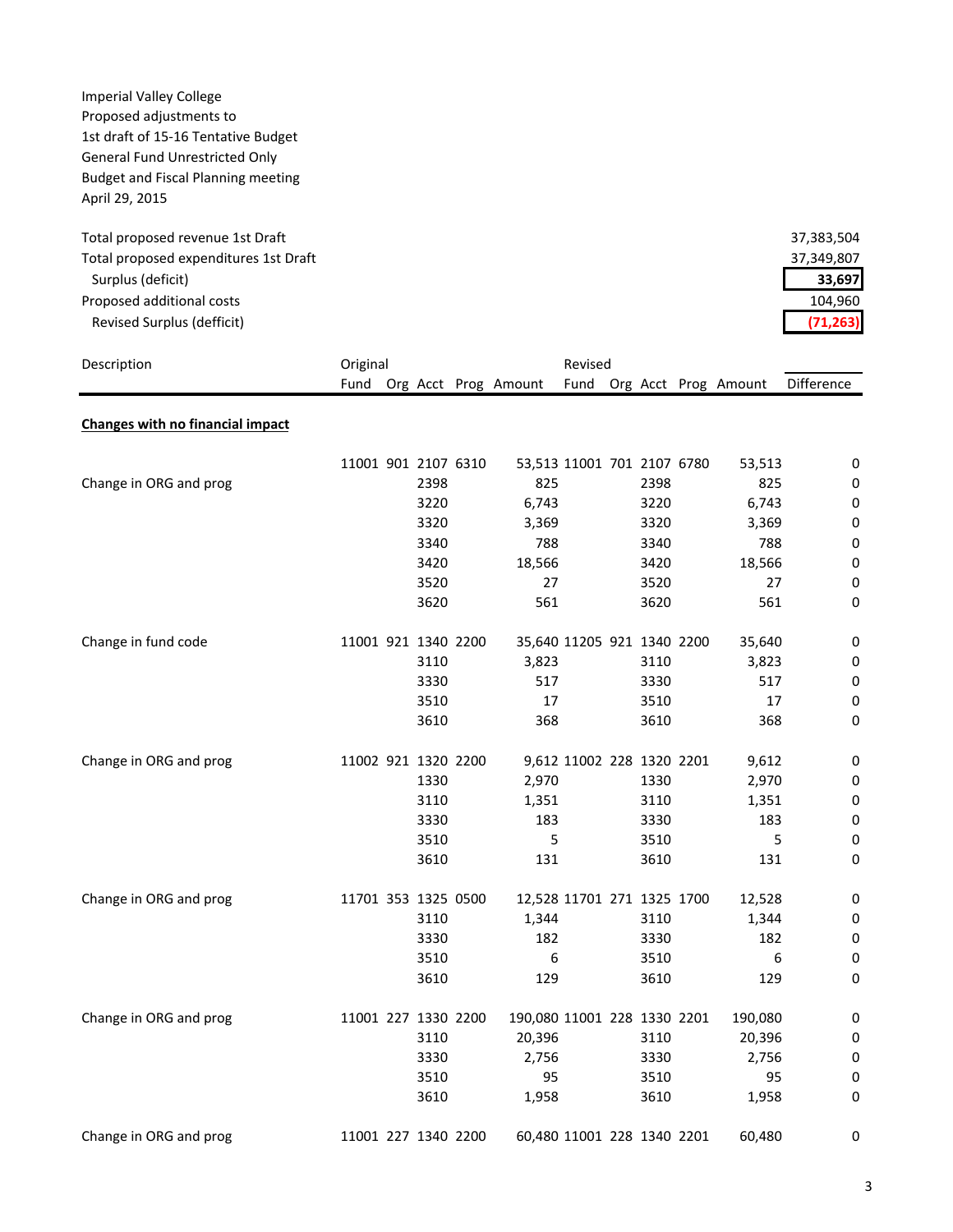Imperial Valley College
Proposed adjustments to
1st draft of 15-16 Tentative Budget
General Fund Unrestricted Only
Budget and Fiscal Planning meeting
April 29, 2015

| | |
|---|---|
| Total proposed revenue 1st Draft | 37,383,504 |
| Total proposed expenditures 1st Draft | 37,349,807 |
| Surplus (deficit) | **33,697** |
| Proposed additional costs | 104,960 |
| Revised Surplus (defficit) | **(71,263)** |

| Description | Original Fund | Org | Acct | Prog | Amount | Revised Fund | Org | Acct | Prog | Amount | Difference |
|---|---|---|---|---|---|---|---|---|---|---|---|
| **Changes with no financial impact** | | | | | | | | | | | |
| | 11001 | 901 | 2107 | 6310 | 53,513 | 11001 | 701 | 2107 | 6780 | 53,513 | 0 |
| Change in ORG and prog | | | 2398 | | 825 | | | 2398 | | 825 | 0 |
| | | | 3220 | | 6,743 | | | 3220 | | 6,743 | 0 |
| | | | 3320 | | 3,369 | | | 3320 | | 3,369 | 0 |
| | | | 3340 | | 788 | | | 3340 | | 788 | 0 |
| | | | 3420 | | 18,566 | | | 3420 | | 18,566 | 0 |
| | | | 3520 | | 27 | | | 3520 | | 27 | 0 |
| | | | 3620 | | 561 | | | 3620 | | 561 | 0 |
| Change in fund code | 11001 | 921 | 1340 | 2200 | 35,640 | 11205 | 921 | 1340 | 2200 | 35,640 | 0 |
| | | | 3110 | | 3,823 | | | 3110 | | 3,823 | 0 |
| | | | 3330 | | 517 | | | 3330 | | 517 | 0 |
| | | | 3510 | | 17 | | | 3510 | | 17 | 0 |
| | | | 3610 | | 368 | | | 3610 | | 368 | 0 |
| Change in ORG and prog | 11002 | 921 | 1320 | 2200 | 9,612 | 11002 | 228 | 1320 | 2201 | 9,612 | 0 |
| | | | 1330 | | 2,970 | | | 1330 | | 2,970 | 0 |
| | | | 3110 | | 1,351 | | | 3110 | | 1,351 | 0 |
| | | | 3330 | | 183 | | | 3330 | | 183 | 0 |
| | | | 3510 | | 5 | | | 3510 | | 5 | 0 |
| | | | 3610 | | 131 | | | 3610 | | 131 | 0 |
| Change in ORG and prog | 11701 | 353 | 1325 | 0500 | 12,528 | 11701 | 271 | 1325 | 1700 | 12,528 | 0 |
| | | | 3110 | | 1,344 | | | 3110 | | 1,344 | 0 |
| | | | 3330 | | 182 | | | 3330 | | 182 | 0 |
| | | | 3510 | | 6 | | | 3510 | | 6 | 0 |
| | | | 3610 | | 129 | | | 3610 | | 129 | 0 |
| Change in ORG and prog | 11001 | 227 | 1330 | 2200 | 190,080 | 11001 | 228 | 1330 | 2201 | 190,080 | 0 |
| | | | 3110 | | 20,396 | | | 3110 | | 20,396 | 0 |
| | | | 3330 | | 2,756 | | | 3330 | | 2,756 | 0 |
| | | | 3510 | | 95 | | | 3510 | | 95 | 0 |
| | | | 3610 | | 1,958 | | | 3610 | | 1,958 | 0 |
| Change in ORG and prog | 11001 | 227 | 1340 | 2200 | 60,480 | 11001 | 228 | 1340 | 2201 | 60,480 | 0 |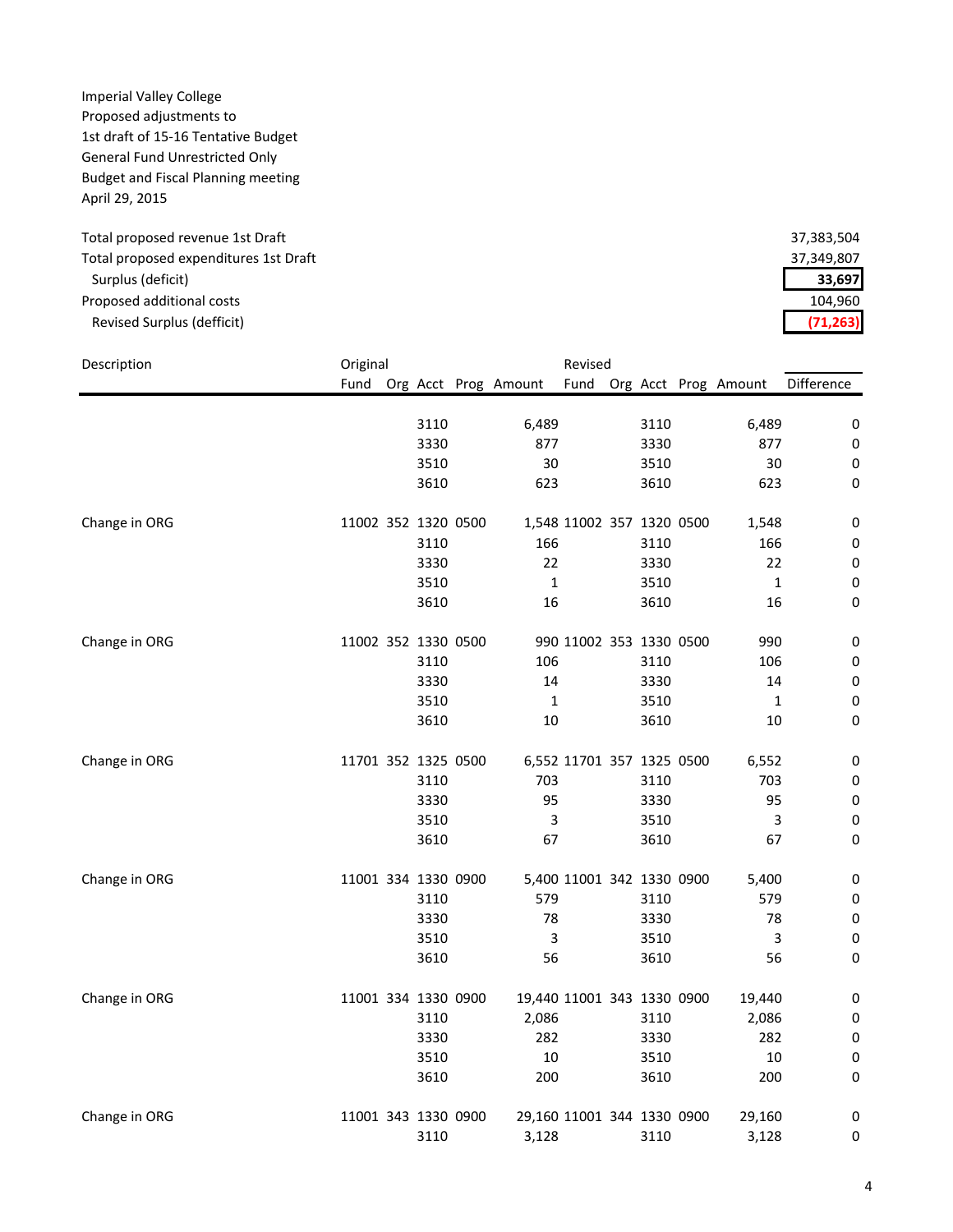Imperial Valley College
Proposed adjustments to
1st draft of 15-16 Tentative Budget
General Fund Unrestricted Only
Budget and Fiscal Planning meeting
April 29, 2015

| | |
|---|---:|
| Total proposed revenue 1st Draft | 37,383,504 |
| Total proposed expenditures 1st Draft | 37,349,807 |
| Surplus (deficit) | **33,697** |
| Proposed additional costs | 104,960 |
| Revised Surplus (defficit) | **(71,263)** |

| Description | Original Fund | Org | Acct | Prog | Amount | Revised Fund | Org | Acct | Prog | Amount | Difference |
|---|---|---|---|---|---:|---|---|---|---|---:|---:|
| | | | 3110 | | 6,489 | | | 3110 | | 6,489 | 0 |
| | | | 3330 | | 877 | | | 3330 | | 877 | 0 |
| | | | 3510 | | 30 | | | 3510 | | 30 | 0 |
| | | | 3610 | | 623 | | | 3610 | | 623 | 0 |
| | | | | | | | | | | | |
| Change in ORG | 11002 | 352 | 1320 | 0500 | 1,548 | 11002 | 357 | 1320 | 0500 | 1,548 | 0 |
| | | | 3110 | | 166 | | | 3110 | | 166 | 0 |
| | | | 3330 | | 22 | | | 3330 | | 22 | 0 |
| | | | 3510 | | 1 | | | 3510 | | 1 | 0 |
| | | | 3610 | | 16 | | | 3610 | | 16 | 0 |
| | | | | | | | | | | | |
| Change in ORG | 11002 | 352 | 1330 | 0500 | 990 | 11002 | 353 | 1330 | 0500 | 990 | 0 |
| | | | 3110 | | 106 | | | 3110 | | 106 | 0 |
| | | | 3330 | | 14 | | | 3330 | | 14 | 0 |
| | | | 3510 | | 1 | | | 3510 | | 1 | 0 |
| | | | 3610 | | 10 | | | 3610 | | 10 | 0 |
| | | | | | | | | | | | |
| Change in ORG | 11701 | 352 | 1325 | 0500 | 6,552 | 11701 | 357 | 1325 | 0500 | 6,552 | 0 |
| | | | 3110 | | 703 | | | 3110 | | 703 | 0 |
| | | | 3330 | | 95 | | | 3330 | | 95 | 0 |
| | | | 3510 | | 3 | | | 3510 | | 3 | 0 |
| | | | 3610 | | 67 | | | 3610 | | 67 | 0 |
| | | | | | | | | | | | |
| Change in ORG | 11001 | 334 | 1330 | 0900 | 5,400 | 11001 | 342 | 1330 | 0900 | 5,400 | 0 |
| | | | 3110 | | 579 | | | 3110 | | 579 | 0 |
| | | | 3330 | | 78 | | | 3330 | | 78 | 0 |
| | | | 3510 | | 3 | | | 3510 | | 3 | 0 |
| | | | 3610 | | 56 | | | 3610 | | 56 | 0 |
| | | | | | | | | | | | |
| Change in ORG | 11001 | 334 | 1330 | 0900 | 19,440 | 11001 | 343 | 1330 | 0900 | 19,440 | 0 |
| | | | 3110 | | 2,086 | | | 3110 | | 2,086 | 0 |
| | | | 3330 | | 282 | | | 3330 | | 282 | 0 |
| | | | 3510 | | 10 | | | 3510 | | 10 | 0 |
| | | | 3610 | | 200 | | | 3610 | | 200 | 0 |
| | | | | | | | | | | | |
| Change in ORG | 11001 | 343 | 1330 | 0900 | 29,160 | 11001 | 344 | 1330 | 0900 | 29,160 | 0 |
| | | | 3110 | | 3,128 | | | 3110 | | 3,128 | 0 |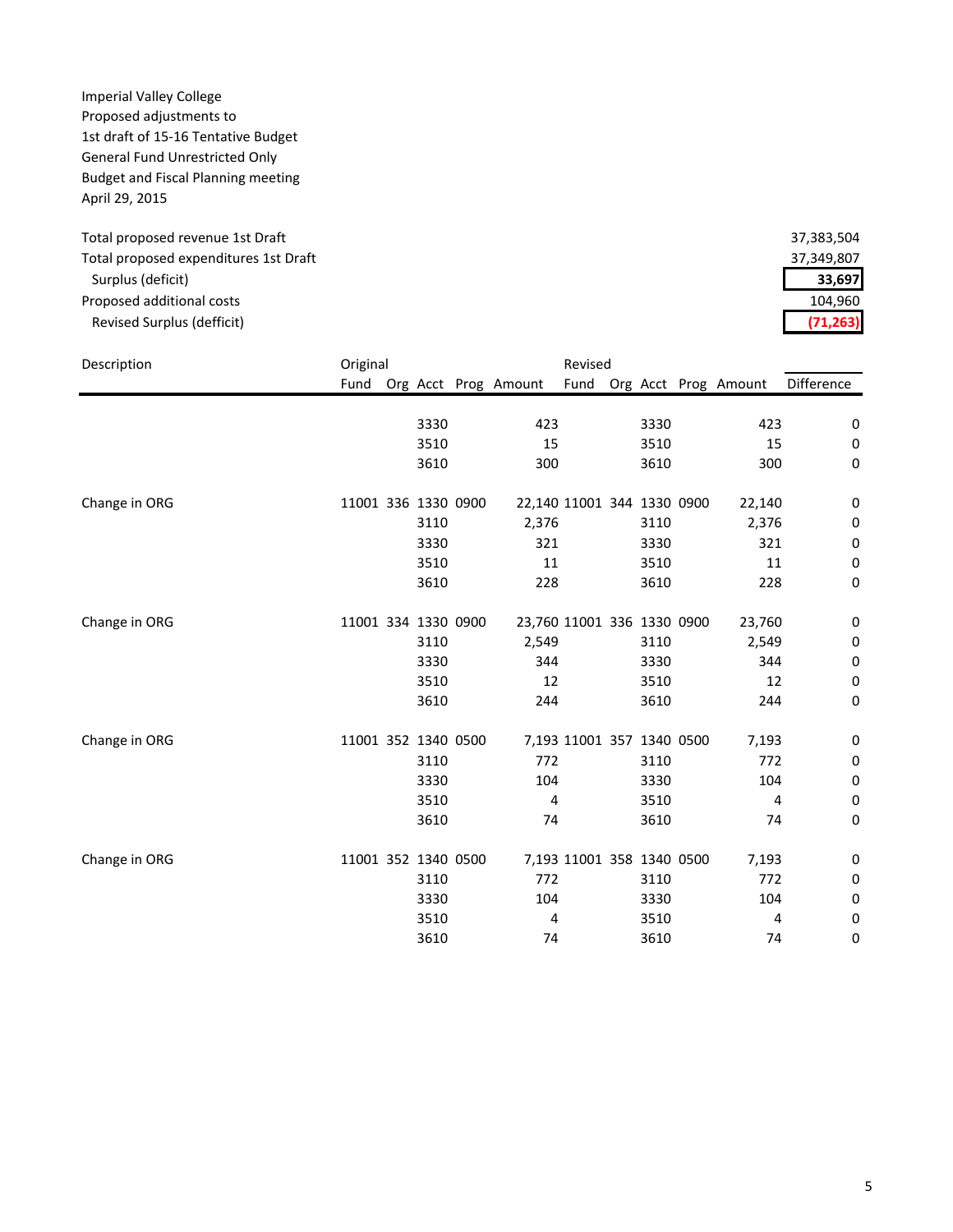Imperial Valley College
Proposed adjustments to
1st draft of 15-16 Tentative Budget
General Fund Unrestricted Only
Budget and Fiscal Planning meeting
April 29, 2015

| | |
|---|---|
| Total proposed revenue 1st Draft | 37,383,504 |
| Total proposed expenditures 1st Draft | 37,349,807 |
| Surplus (deficit) | **33,697** |
| Proposed additional costs | 104,960 |
| Revised Surplus (defficit) | **(71,263)** |

| Description | Original Fund | Org | Acct | Prog | Amount | Revised Fund | Org | Acct | Prog | Amount | Difference |
|---|---|---|---|---|---|---|---|---|---|---|---|
| | | | 3330 | | 423 | | | 3330 | | 423 | 0 |
| | | | 3510 | | 15 | | | 3510 | | 15 | 0 |
| | | | 3610 | | 300 | | | 3610 | | 300 | 0 |
| Change in ORG | 11001 | 336 | 1330 | 0900 | 22,140 | 11001 | 344 | 1330 | 0900 | 22,140 | 0 |
| | | | 3110 | | 2,376 | | | 3110 | | 2,376 | 0 |
| | | | 3330 | | 321 | | | 3330 | | 321 | 0 |
| | | | 3510 | | 11 | | | 3510 | | 11 | 0 |
| | | | 3610 | | 228 | | | 3610 | | 228 | 0 |
| Change in ORG | 11001 | 334 | 1330 | 0900 | 23,760 | 11001 | 336 | 1330 | 0900 | 23,760 | 0 |
| | | | 3110 | | 2,549 | | | 3110 | | 2,549 | 0 |
| | | | 3330 | | 344 | | | 3330 | | 344 | 0 |
| | | | 3510 | | 12 | | | 3510 | | 12 | 0 |
| | | | 3610 | | 244 | | | 3610 | | 244 | 0 |
| Change in ORG | 11001 | 352 | 1340 | 0500 | 7,193 | 11001 | 357 | 1340 | 0500 | 7,193 | 0 |
| | | | 3110 | | 772 | | | 3110 | | 772 | 0 |
| | | | 3330 | | 104 | | | 3330 | | 104 | 0 |
| | | | 3510 | | 4 | | | 3510 | | 4 | 0 |
| | | | 3610 | | 74 | | | 3610 | | 74 | 0 |
| Change in ORG | 11001 | 352 | 1340 | 0500 | 7,193 | 11001 | 358 | 1340 | 0500 | 7,193 | 0 |
| | | | 3110 | | 772 | | | 3110 | | 772 | 0 |
| | | | 3330 | | 104 | | | 3330 | | 104 | 0 |
| | | | 3510 | | 4 | | | 3510 | | 4 | 0 |
| | | | 3610 | | 74 | | | 3610 | | 74 | 0 |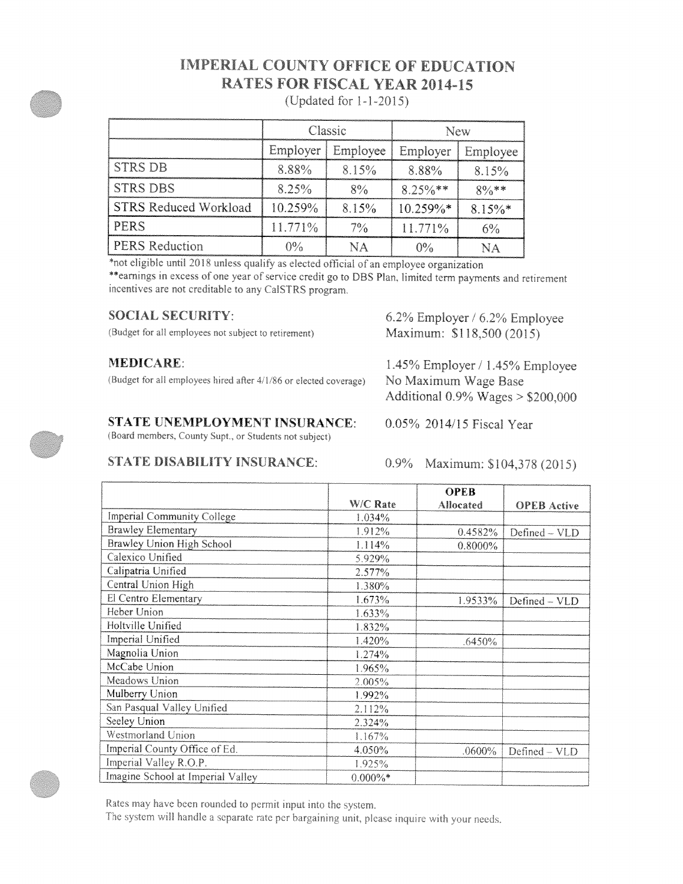# IMPERIAL COUNTY OFFICE OF EDUCATION
## RATES FOR FISCAL YEAR 2014-15

(Updated for 1-1-2015)

| | Classic | | New | |
|---|---|---|---|---|
| | Employer | Employee | Employer | Employee |
| STRS DB | 8.88% | 8.15% | 8.88% | 8.15% |
| STRS DBS | 8.25% | 8% | 8.25%** | 8%** |
| STRS Reduced Workload | 10.259% | 8.15% | 10.259%* | 8.15%* |
| PERS | 11.771% | 7% | 11.771% | 6% |
| PERS Reduction | 0% | NA | 0% | NA |

*not eligible until 2018 unless qualify as elected official of an employee organization
**earnings in excess of one year of service credit go to DBS Plan, limited term payments and retirement incentives are not creditable to any CalSTRS program.

**SOCIAL SECURITY:**
(Budget for all employees not subject to retirement)

6.2% Employer / 6.2% Employee
Maximum: $118,500 (2015)

**MEDICARE:**
(Budget for all employees hired after 4/1/86 or elected coverage)

1.45% Employer / 1.45% Employee
No Maximum Wage Base
Additional 0.9% Wages > $200,000

**STATE UNEMPLOYMENT INSURANCE:**
(Board members, County Supt., or Students not subject)

0.05% 2014/15 Fiscal Year

**STATE DISABILITY INSURANCE:**

0.9% Maximum: $104,378 (2015)

| | W/C Rate | OPEB Allocated | OPEB Active |
|---|---|---|---|
| Imperial Community College | 1.034% | | |
| Brawley Elementary | 1.912% | 0.4582% | Defined – VLD |
| Brawley Union High School | 1.114% | 0.8000% | |
| Calexico Unified | 5.929% | | |
| Calipatria Unified | 2.577% | | |
| Central Union High | 1.380% | | |
| El Centro Elementary | 1.673% | 1.9533% | Defined – VLD |
| Heber Union | 1.633% | | |
| Holtville Unified | 1.832% | | |
| Imperial Unified | 1.420% | .6450% | |
| Magnolia Union | 1.274% | | |
| McCabe Union | 1.965% | | |
| Meadows Union | 2.005% | | |
| Mulberry Union | 1.992% | | |
| San Pasqual Valley Unified | 2.112% | | |
| Seeley Union | 2.324% | | |
| Westmorland Union | 1.167% | | |
| Imperial County Office of Ed. | 4.050% | .0600% | Defined – VLD |
| Imperial Valley R.O.P. | 1.925% | | |
| Imagine School at Imperial Valley | 0.000%* | | |

Rates may have been rounded to permit input into the system.
The system will handle a separate rate per bargaining unit, please inquire with your needs.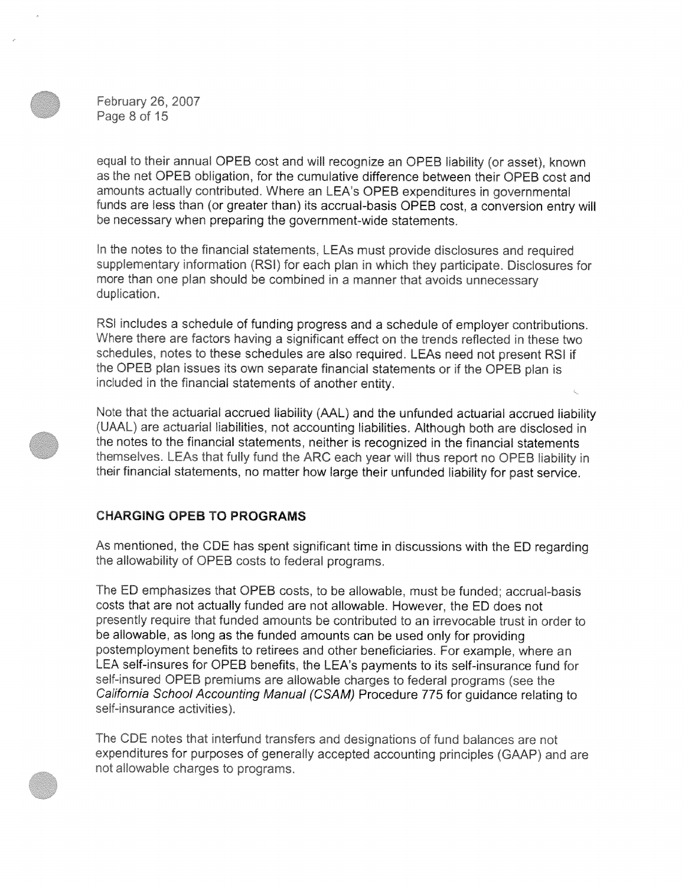equal to their annual OPEB cost and will recognize an OPEB liability (or asset), known as the net OPEB obligation, for the cumulative difference between their OPEB cost and amounts actually contributed. Where an LEA's OPEB expenditures in governmental funds are less than (or greater than) its accrual-basis OPEB cost, a conversion entry will be necessary when preparing the government-wide statements.

In the notes to the financial statements, LEAs must provide disclosures and required supplementary information (RSI) for each plan in which they participate. Disclosures for more than one plan should be combined in a manner that avoids unnecessary duplication.

RSI includes a schedule of funding progress and a schedule of employer contributions. Where there are factors having a significant effect on the trends reflected in these two schedules, notes to these schedules are also required. LEAs need not present RSI if the OPEB plan issues its own separate financial statements or if the OPEB plan is included in the financial statements of another entity.

Note that the actuarial accrued liability (AAL) and the unfunded actuarial accrued liability (UAAL) are actuarial liabilities, not accounting liabilities. Although both are disclosed in the notes to the financial statements, neither is recognized in the financial statements themselves. LEAs that fully fund the ARC each year will thus report no OPEB liability in their financial statements, no matter how large their unfunded liability for past service.

## CHARGING OPEB TO PROGRAMS

As mentioned, the CDE has spent significant time in discussions with the ED regarding the allowability of OPEB costs to federal programs.

The ED emphasizes that OPEB costs, to be allowable, must be funded; accrual-basis costs that are not actually funded are not allowable. However, the ED does not presently require that funded amounts be contributed to an irrevocable trust in order to be allowable, as long as the funded amounts can be used only for providing postemployment benefits to retirees and other beneficiaries. For example, where an LEA self-insures for OPEB benefits, the LEA's payments to its self-insurance fund for self-insured OPEB premiums are allowable charges to federal programs (see the *California School Accounting Manual (CSAM)* Procedure 775 for guidance relating to self-insurance activities).

The CDE notes that interfund transfers and designations of fund balances are not expenditures for purposes of generally accepted accounting principles (GAAP) and are not allowable charges to programs.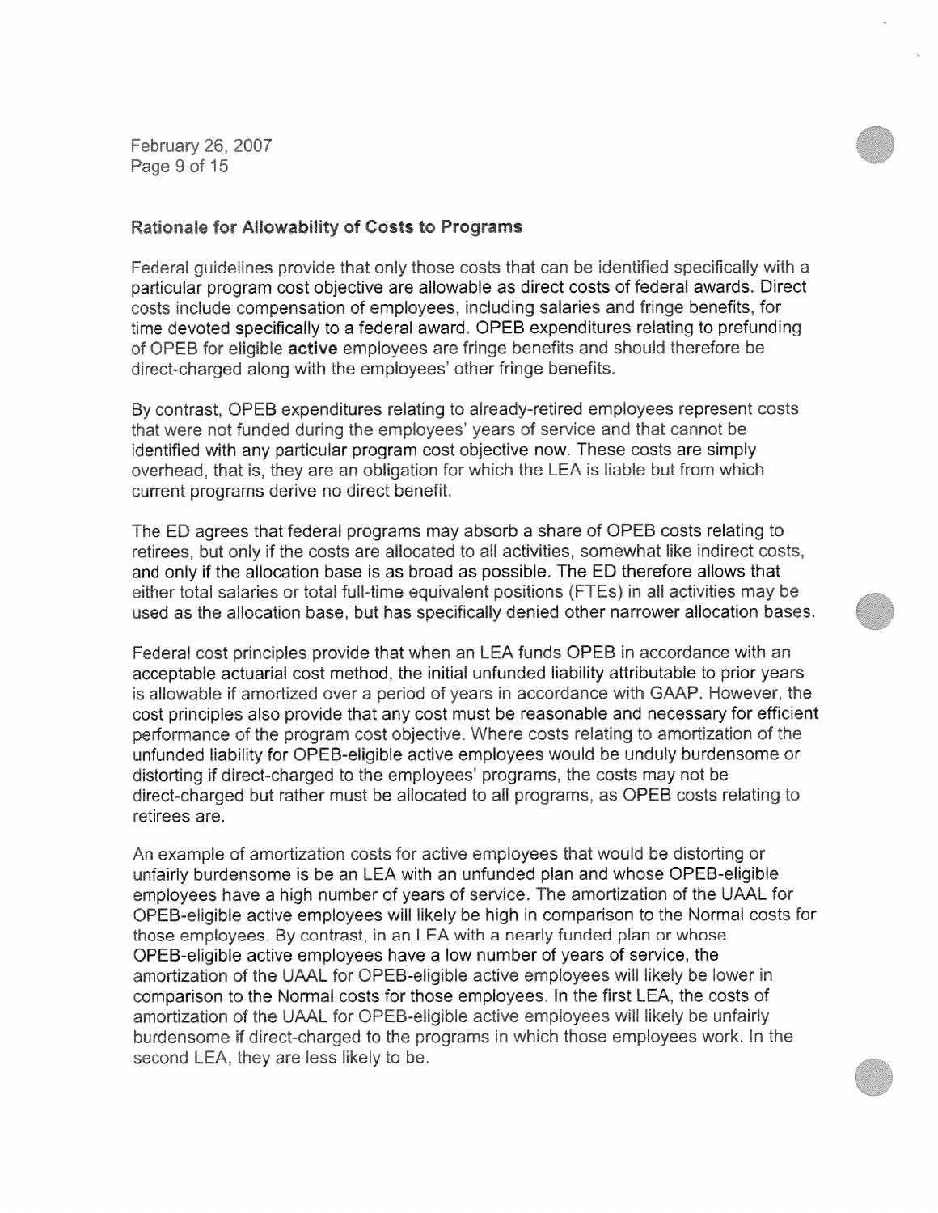### Rationale for Allowability of Costs to Programs

Federal guidelines provide that only those costs that can be identified specifically with a particular program cost objective are allowable as direct costs of federal awards. Direct costs include compensation of employees, including salaries and fringe benefits, for time devoted specifically to a federal award. OPEB expenditures relating to prefunding of OPEB for eligible **active** employees are fringe benefits and should therefore be direct-charged along with the employees' other fringe benefits.

By contrast, OPEB expenditures relating to already-retired employees represent costs that were not funded during the employees' years of service and that cannot be identified with any particular program cost objective now. These costs are simply overhead, that is, they are an obligation for which the LEA is liable but from which current programs derive no direct benefit.

The ED agrees that federal programs may absorb a share of OPEB costs relating to retirees, but only if the costs are allocated to all activities, somewhat like indirect costs, and only if the allocation base is as broad as possible. The ED therefore allows that either total salaries or total full-time equivalent positions (FTEs) in all activities may be used as the allocation base, but has specifically denied other narrower allocation bases.

Federal cost principles provide that when an LEA funds OPEB in accordance with an acceptable actuarial cost method, the initial unfunded liability attributable to prior years is allowable if amortized over a period of years in accordance with GAAP. However, the cost principles also provide that any cost must be reasonable and necessary for efficient performance of the program cost objective. Where costs relating to amortization of the unfunded liability for OPEB-eligible active employees would be unduly burdensome or distorting if direct-charged to the employees' programs, the costs may not be direct-charged but rather must be allocated to all programs, as OPEB costs relating to retirees are.

An example of amortization costs for active employees that would be distorting or unfairly burdensome is be an LEA with an unfunded plan and whose OPEB-eligible employees have a high number of years of service. The amortization of the UAAL for OPEB-eligible active employees will likely be high in comparison to the Normal costs for those employees. By contrast, in an LEA with a nearly funded plan or whose OPEB-eligible active employees have a low number of years of service, the amortization of the UAAL for OPEB-eligible active employees will likely be lower in comparison to the Normal costs for those employees. In the first LEA, the costs of amortization of the UAAL for OPEB-eligible active employees will likely be unfairly burdensome if direct-charged to the programs in which those employees work. In the second LEA, they are less likely to be.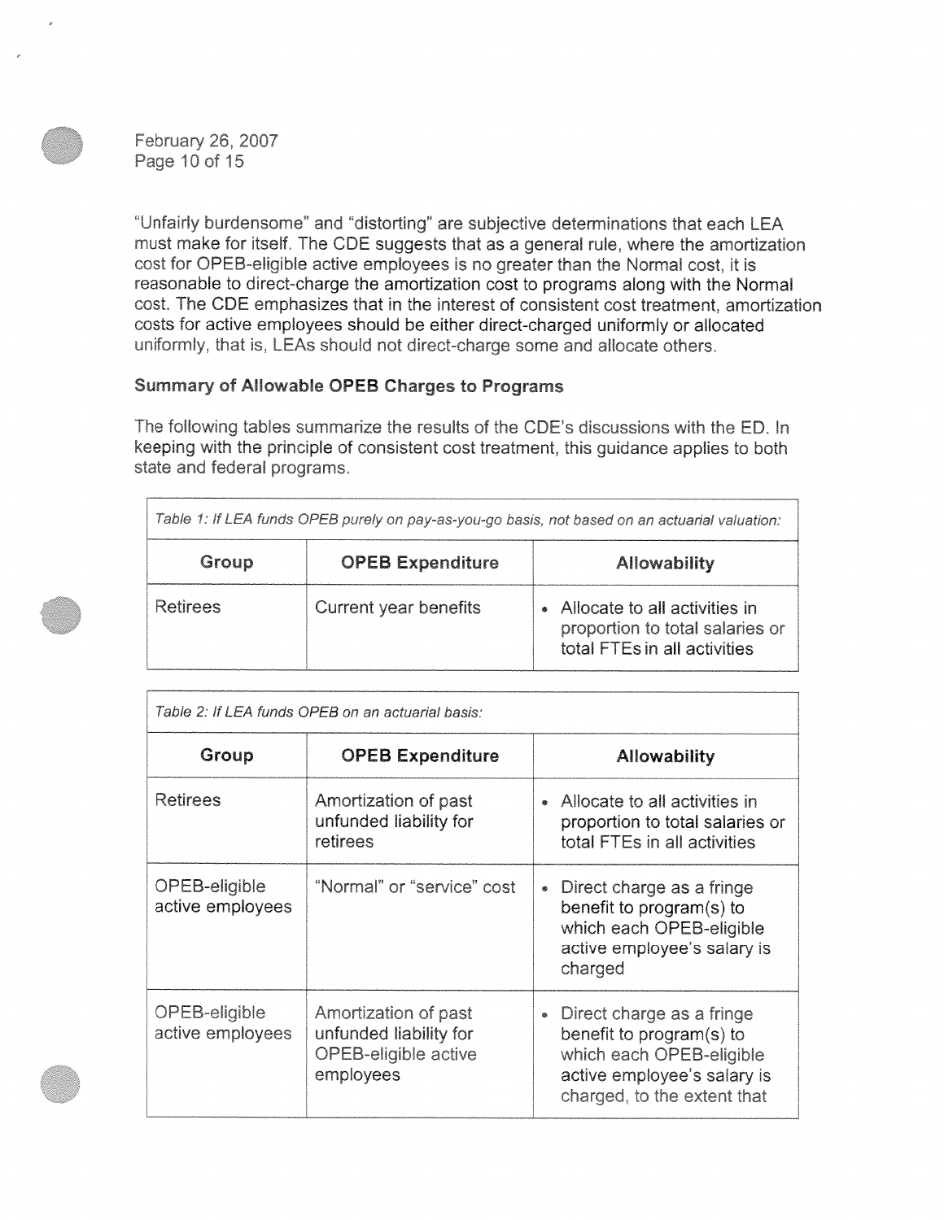"Unfairly burdensome" and "distorting" are subjective determinations that each LEA must make for itself. The CDE suggests that as a general rule, where the amortization cost for OPEB-eligible active employees is no greater than the Normal cost, it is reasonable to direct-charge the amortization cost to programs along with the Normal cost. The CDE emphasizes that in the interest of consistent cost treatment, amortization costs for active employees should be either direct-charged uniformly or allocated uniformly, that is, LEAs should not direct-charge some and allocate others.

### Summary of Allowable OPEB Charges to Programs

The following tables summarize the results of the CDE's discussions with the ED. In keeping with the principle of consistent cost treatment, this guidance applies to both state and federal programs.

*Table 1: If LEA funds OPEB purely on pay-as-you-go basis, not based on an actuarial valuation:*

| Group | OPEB Expenditure | Allowability |
|---|---|---|
| Retirees | Current year benefits | • Allocate to all activities in proportion to total salaries or total FTEs in all activities |

*Table 2: If LEA funds OPEB on an actuarial basis:*

| Group | OPEB Expenditure | Allowability |
|---|---|---|
| Retirees | Amortization of past unfunded liability for retirees | • Allocate to all activities in proportion to total salaries or total FTEs in all activities |
| OPEB-eligible active employees | "Normal" or "service" cost | • Direct charge as a fringe benefit to program(s) to which each OPEB-eligible active employee's salary is charged |
| OPEB-eligible active employees | Amortization of past unfunded liability for OPEB-eligible active employees | • Direct charge as a fringe benefit to program(s) to which each OPEB-eligible active employee's salary is charged, to the extent that |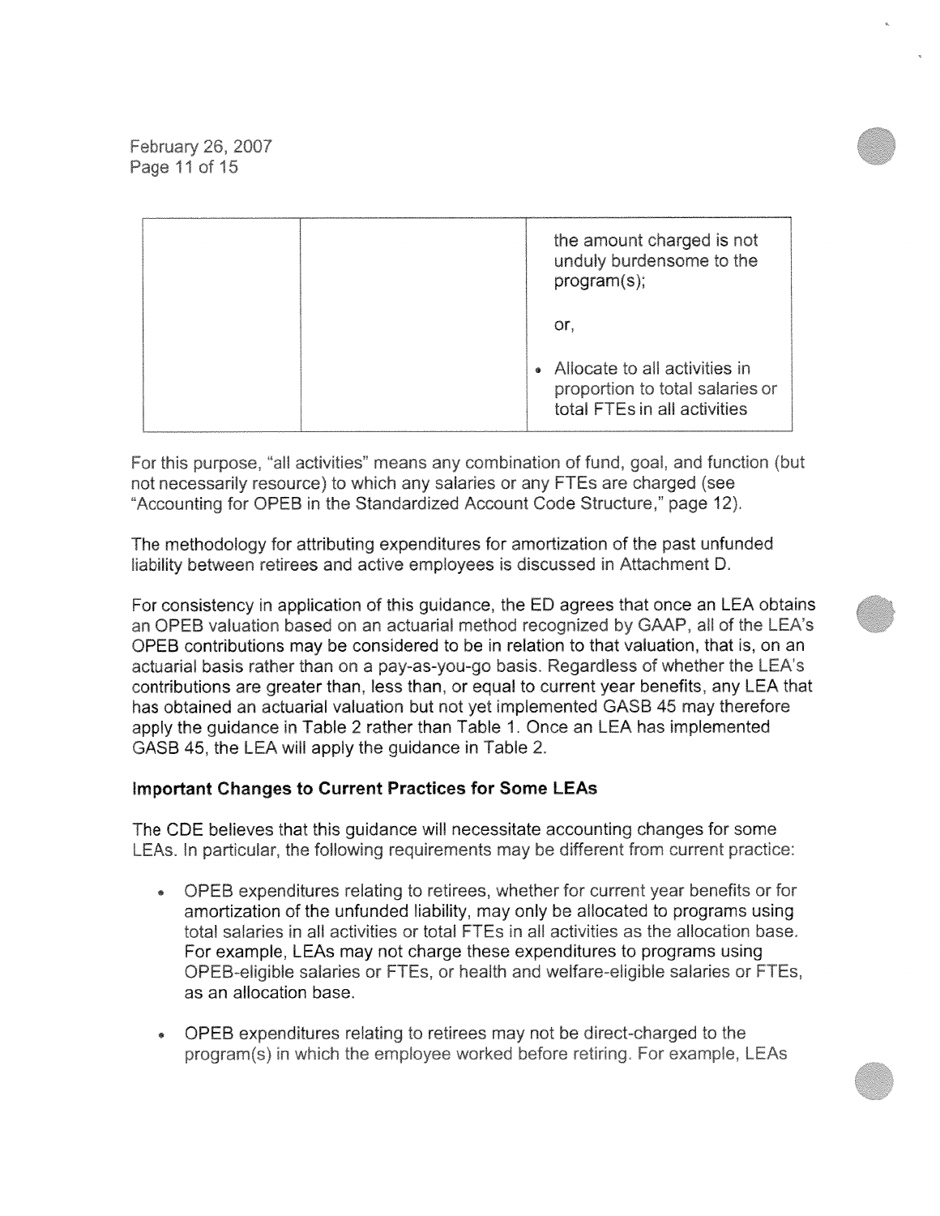| | | |
|---|---|---|
| | | the amount charged is not unduly burdensome to the program(s);<br><br>or,<br><br>• Allocate to all activities in proportion to total salaries or total FTEs in all activities |

For this purpose, "all activities" means any combination of fund, goal, and function (but not necessarily resource) to which any salaries or any FTEs are charged (see "Accounting for OPEB in the Standardized Account Code Structure," page 12).

The methodology for attributing expenditures for amortization of the past unfunded liability between retirees and active employees is discussed in Attachment D.

For consistency in application of this guidance, the ED agrees that once an LEA obtains an OPEB valuation based on an actuarial method recognized by GAAP, all of the LEA's OPEB contributions may be considered to be in relation to that valuation, that is, on an actuarial basis rather than on a pay-as-you-go basis. Regardless of whether the LEA's contributions are greater than, less than, or equal to current year benefits, any LEA that has obtained an actuarial valuation but not yet implemented GASB 45 may therefore apply the guidance in Table 2 rather than Table 1. Once an LEA has implemented GASB 45, the LEA will apply the guidance in Table 2.

**Important Changes to Current Practices for Some LEAs**

The CDE believes that this guidance will necessitate accounting changes for some LEAs. In particular, the following requirements may be different from current practice:

- OPEB expenditures relating to retirees, whether for current year benefits or for amortization of the unfunded liability, may only be allocated to programs using total salaries in all activities or total FTEs in all activities as the allocation base. For example, LEAs may not charge these expenditures to programs using OPEB-eligible salaries or FTEs, or health and welfare-eligible salaries or FTEs, as an allocation base.

- OPEB expenditures relating to retirees may not be direct-charged to the program(s) in which the employee worked before retiring. For example, LEAs